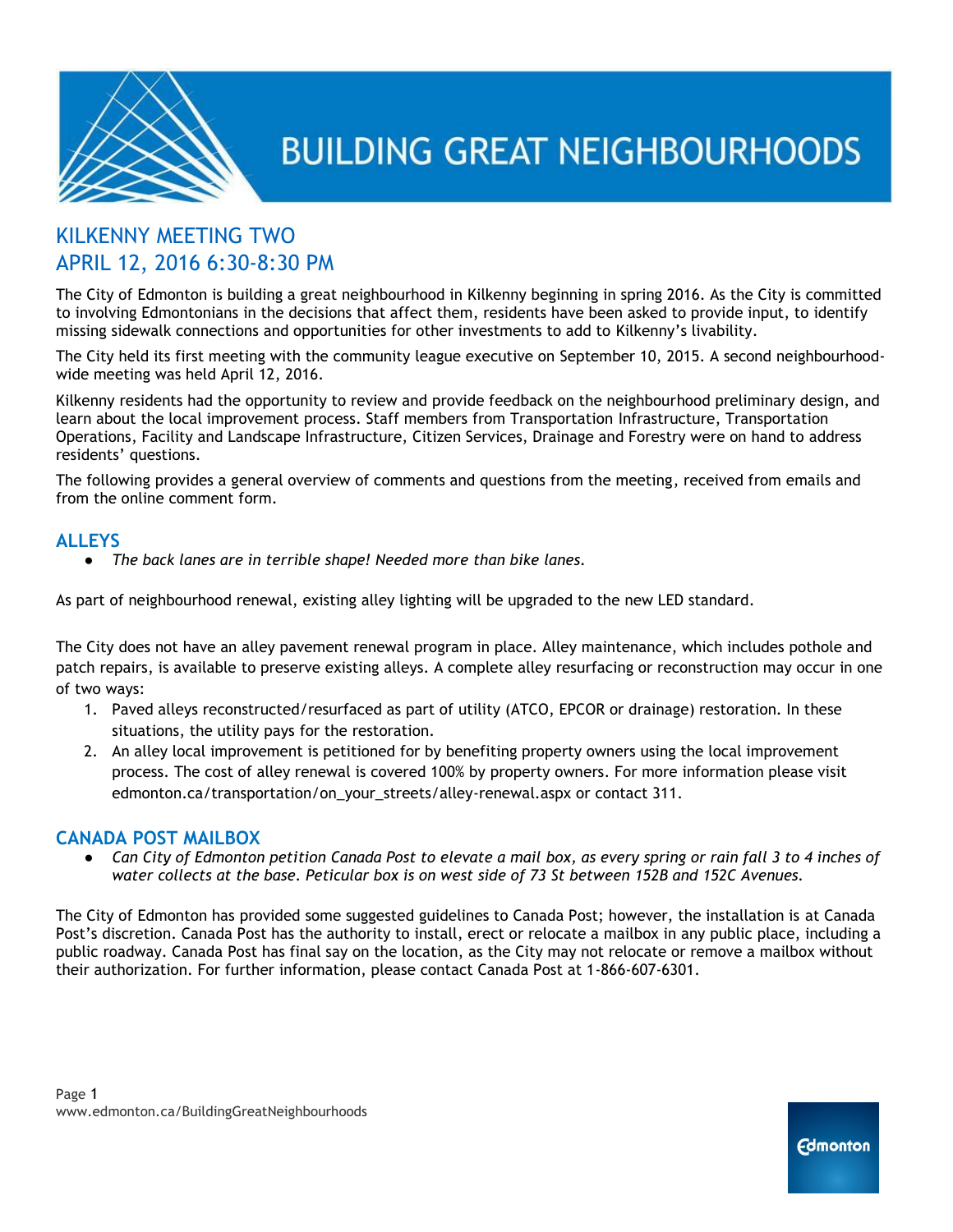# BUILDING GREAT NEIGHBOURHOODS

## KILKENNY MEETING TWO
## APRIL 12, 2016 6:30-8:30 PM

The City of Edmonton is building a great neighbourhood in Kilkenny beginning in spring 2016. As the City is committed to involving Edmontonians in the decisions that affect them, residents have been asked to provide input, to identify missing sidewalk connections and opportunities for other investments to add to Kilkenny's livability.

The City held its first meeting with the community league executive on September 10, 2015. A second neighbourhood-wide meeting was held April 12, 2016.

Kilkenny residents had the opportunity to review and provide feedback on the neighbourhood preliminary design, and learn about the local improvement process. Staff members from Transportation Infrastructure, Transportation Operations, Facility and Landscape Infrastructure, Citizen Services, Drainage and Forestry were on hand to address residents' questions.

The following provides a general overview of comments and questions from the meeting, received from emails and from the online comment form.

### ALLEYS

- *The back lanes are in terrible shape! Needed more than bike lanes.*

As part of neighbourhood renewal, existing alley lighting will be upgraded to the new LED standard.

The City does not have an alley pavement renewal program in place. Alley maintenance, which includes pothole and patch repairs, is available to preserve existing alleys. A complete alley resurfacing or reconstruction may occur in one of two ways:

1. Paved alleys reconstructed/resurfaced as part of utility (ATCO, EPCOR or drainage) restoration. In these situations, the utility pays for the restoration.
2. An alley local improvement is petitioned for by benefiting property owners using the local improvement process. The cost of alley renewal is covered 100% by property owners. For more information please visit edmonton.ca/transportation/on_your_streets/alley-renewal.aspx or contact 311.

### CANADA POST MAILBOX

- *Can City of Edmonton petition Canada Post to elevate a mail box, as every spring or rain fall 3 to 4 inches of water collects at the base. Peticular box is on west side of 73 St between 152B and 152C Avenues.*

The City of Edmonton has provided some suggested guidelines to Canada Post; however, the installation is at Canada Post's discretion. Canada Post has the authority to install, erect or relocate a mailbox in any public place, including a public roadway. Canada Post has final say on the location, as the City may not relocate or remove a mailbox without their authorization. For further information, please contact Canada Post at 1-866-607-6301.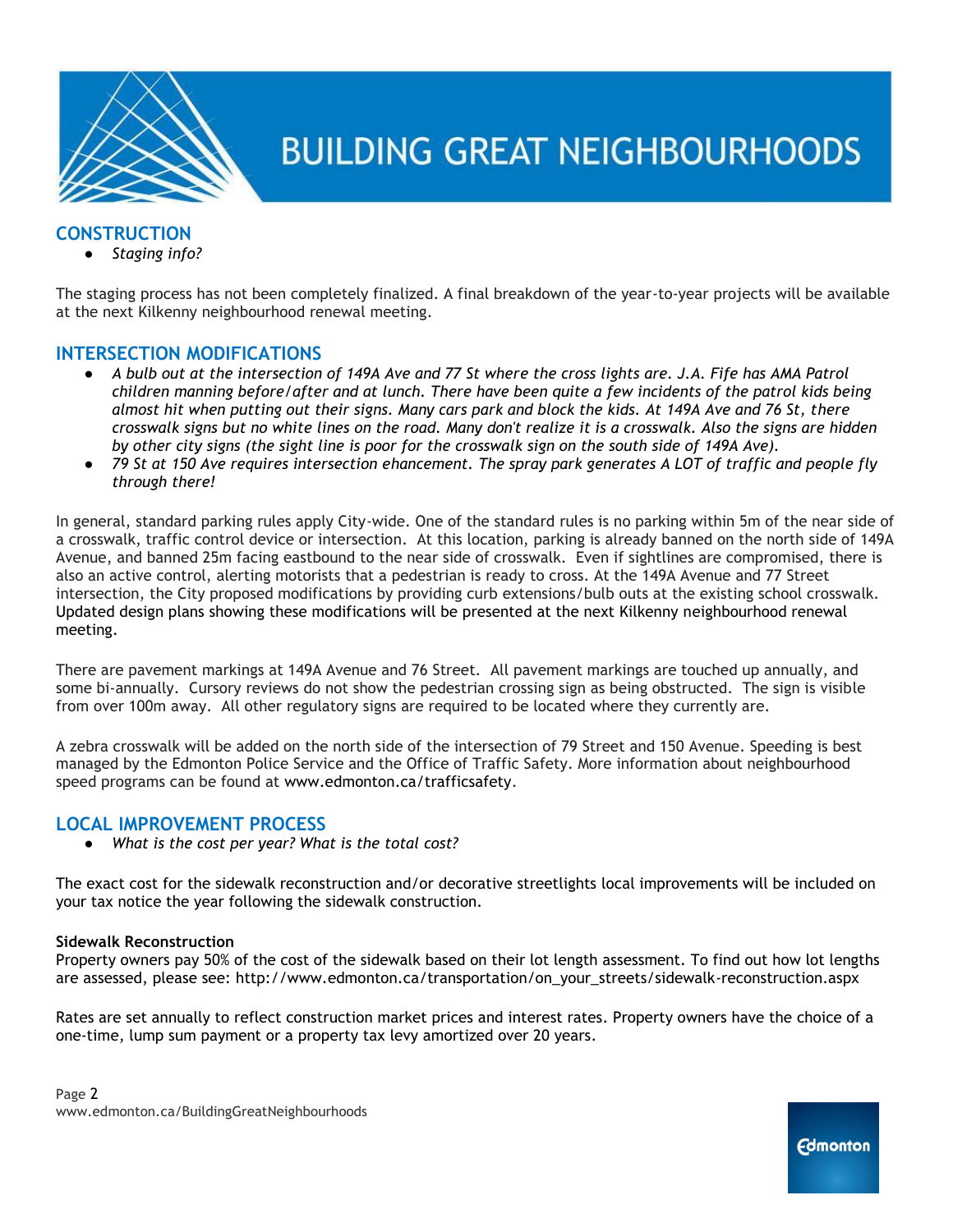## CONSTRUCTION

- *Staging info?*

The staging process has not been completely finalized. A final breakdown of the year-to-year projects will be available at the next Kilkenny neighbourhood renewal meeting.

## INTERSECTION MODIFICATIONS

- *A bulb out at the intersection of 149A Ave and 77 St where the cross lights are. J.A. Fife has AMA Patrol children manning before/after and at lunch. There have been quite a few incidents of the patrol kids being almost hit when putting out their signs. Many cars park and block the kids. At 149A Ave and 76 St, there crosswalk signs but no white lines on the road. Many don't realize it is a crosswalk. Also the signs are hidden by other city signs (the sight line is poor for the crosswalk sign on the south side of 149A Ave).*
- *79 St at 150 Ave requires intersection ehancement. The spray park generates A LOT of traffic and people fly through there!*

In general, standard parking rules apply City-wide. One of the standard rules is no parking within 5m of the near side of a crosswalk, traffic control device or intersection. At this location, parking is already banned on the north side of 149A Avenue, and banned 25m facing eastbound to the near side of crosswalk. Even if sightlines are compromised, there is also an active control, alerting motorists that a pedestrian is ready to cross. At the 149A Avenue and 77 Street intersection, the City proposed modifications by providing curb extensions/bulb outs at the existing school crosswalk. Updated design plans showing these modifications will be presented at the next Kilkenny neighbourhood renewal meeting.

There are pavement markings at 149A Avenue and 76 Street. All pavement markings are touched up annually, and some bi-annually. Cursory reviews do not show the pedestrian crossing sign as being obstructed. The sign is visible from over 100m away. All other regulatory signs are required to be located where they currently are.

A zebra crosswalk will be added on the north side of the intersection of 79 Street and 150 Avenue. Speeding is best managed by the Edmonton Police Service and the Office of Traffic Safety. More information about neighbourhood speed programs can be found at www.edmonton.ca/trafficsafety.

## LOCAL IMPROVEMENT PROCESS

- *What is the cost per year? What is the total cost?*

The exact cost for the sidewalk reconstruction and/or decorative streetlights local improvements will be included on your tax notice the year following the sidewalk construction.

**Sidewalk Reconstruction**

Property owners pay 50% of the cost of the sidewalk based on their lot length assessment. To find out how lot lengths are assessed, please see: http://www.edmonton.ca/transportation/on_your_streets/sidewalk-reconstruction.aspx

Rates are set annually to reflect construction market prices and interest rates. Property owners have the choice of a one-time, lump sum payment or a property tax levy amortized over 20 years.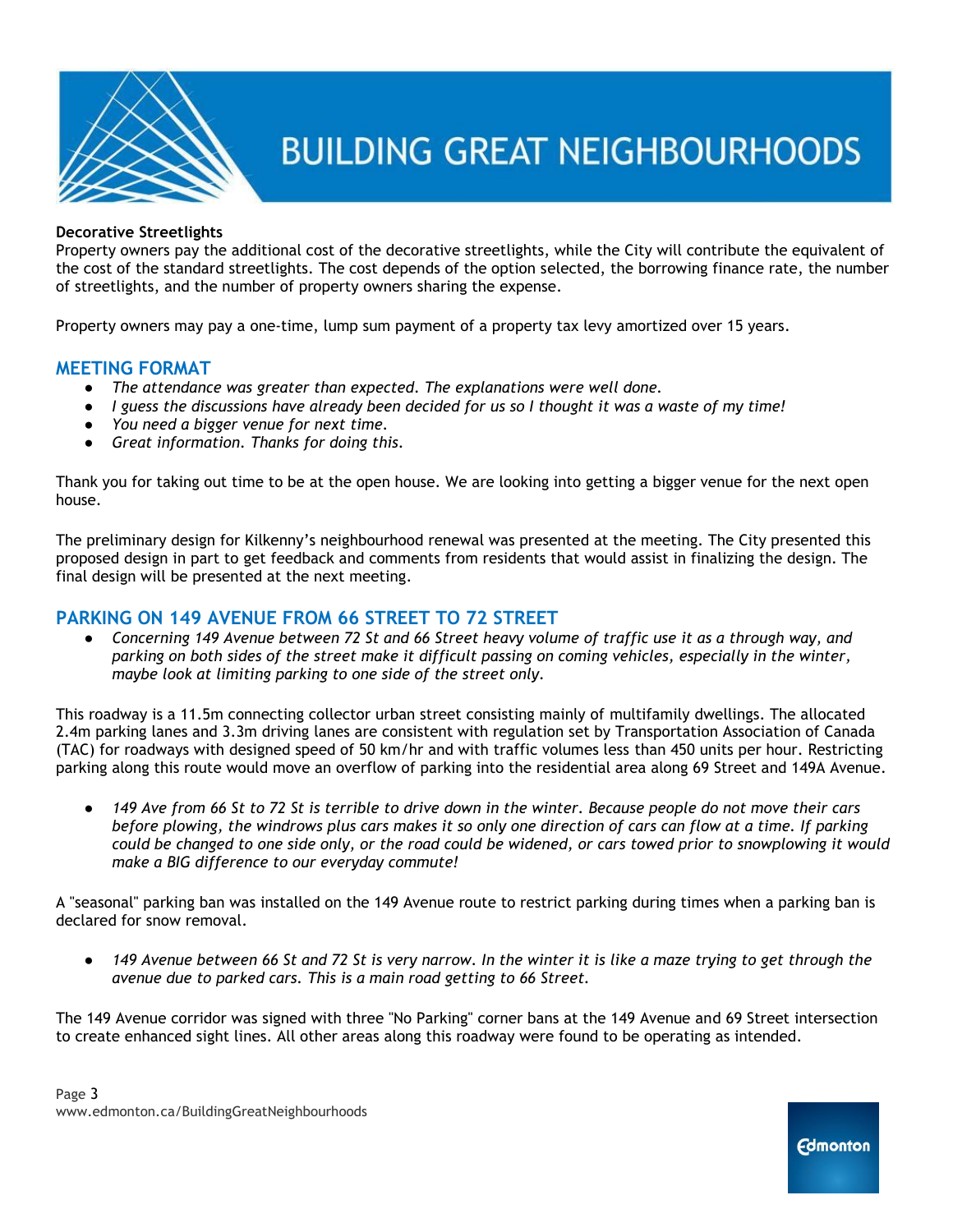**Decorative Streetlights**
Property owners pay the additional cost of the decorative streetlights, while the City will contribute the equivalent of the cost of the standard streetlights. The cost depends of the option selected, the borrowing finance rate, the number of streetlights, and the number of property owners sharing the expense.

Property owners may pay a one-time, lump sum payment of a property tax levy amortized over 15 years.

## MEETING FORMAT

- *The attendance was greater than expected. The explanations were well done.*
- *I guess the discussions have already been decided for us so I thought it was a waste of my time!*
- *You need a bigger venue for next time.*
- *Great information. Thanks for doing this.*

Thank you for taking out time to be at the open house. We are looking into getting a bigger venue for the next open house.

The preliminary design for Kilkenny's neighbourhood renewal was presented at the meeting. The City presented this proposed design in part to get feedback and comments from residents that would assist in finalizing the design. The final design will be presented at the next meeting.

## PARKING ON 149 AVENUE FROM 66 STREET TO 72 STREET

- *Concerning 149 Avenue between 72 St and 66 Street heavy volume of traffic use it as a through way, and parking on both sides of the street make it difficult passing on coming vehicles, especially in the winter, maybe look at limiting parking to one side of the street only.*

This roadway is a 11.5m connecting collector urban street consisting mainly of multifamily dwellings. The allocated 2.4m parking lanes and 3.3m driving lanes are consistent with regulation set by Transportation Association of Canada (TAC) for roadways with designed speed of 50 km/hr and with traffic volumes less than 450 units per hour. Restricting parking along this route would move an overflow of parking into the residential area along 69 Street and 149A Avenue.

- *149 Ave from 66 St to 72 St is terrible to drive down in the winter. Because people do not move their cars before plowing, the windrows plus cars makes it so only one direction of cars can flow at a time. If parking could be changed to one side only, or the road could be widened, or cars towed prior to snowplowing it would make a BIG difference to our everyday commute!*

A "seasonal" parking ban was installed on the 149 Avenue route to restrict parking during times when a parking ban is declared for snow removal.

- *149 Avenue between 66 St and 72 St is very narrow. In the winter it is like a maze trying to get through the avenue due to parked cars. This is a main road getting to 66 Street.*

The 149 Avenue corridor was signed with three "No Parking" corner bans at the 149 Avenue and 69 Street intersection to create enhanced sight lines. All other areas along this roadway were found to be operating as intended.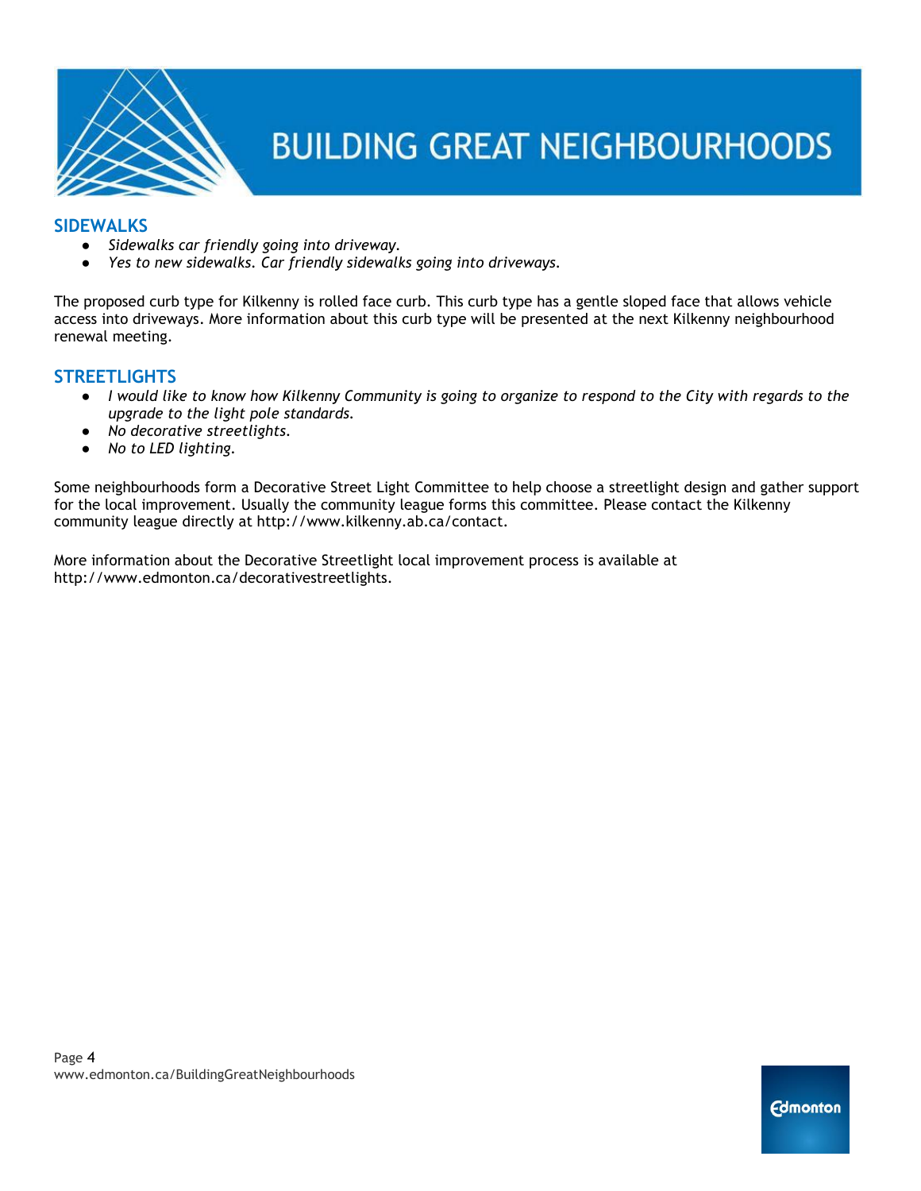## SIDEWALKS

- *Sidewalks car friendly going into driveway.*
- *Yes to new sidewalks. Car friendly sidewalks going into driveways.*

The proposed curb type for Kilkenny is rolled face curb. This curb type has a gentle sloped face that allows vehicle access into driveways. More information about this curb type will be presented at the next Kilkenny neighbourhood renewal meeting.

## STREETLIGHTS

- *I would like to know how Kilkenny Community is going to organize to respond to the City with regards to the upgrade to the light pole standards.*
- *No decorative streetlights.*
- *No to LED lighting.*

Some neighbourhoods form a Decorative Street Light Committee to help choose a streetlight design and gather support for the local improvement. Usually the community league forms this committee. Please contact the Kilkenny community league directly at http://www.kilkenny.ab.ca/contact.

More information about the Decorative Streetlight local improvement process is available at http://www.edmonton.ca/decorativestreetlights.